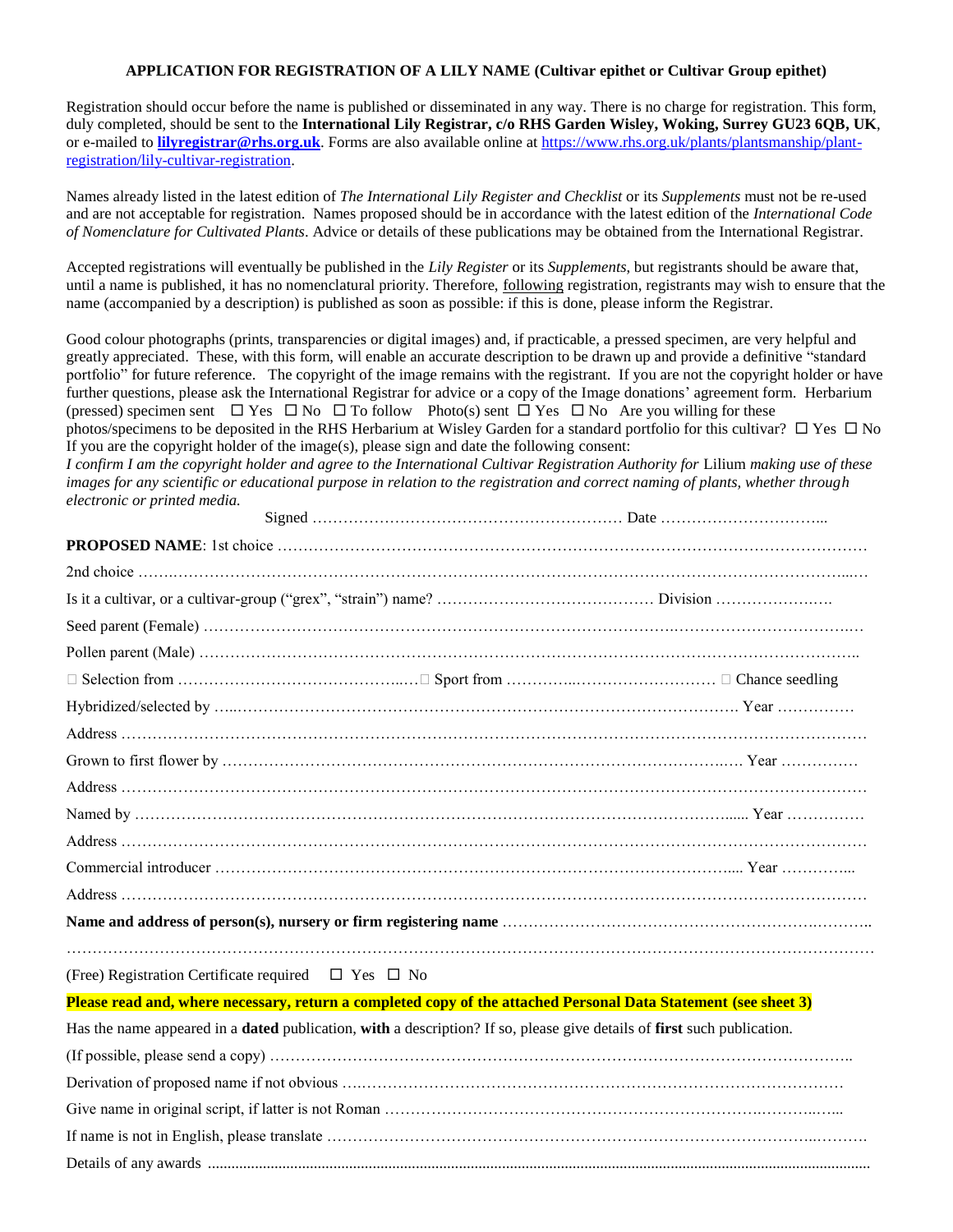**APPLICATION FOR REGISTRATION OF A LILY NAME (Cultivar epithet or Cultivar Group epithet)**

Registration should occur before the name is published or disseminated in any way. There is no charge for registration. This form, duly completed, should be sent to the **International Lily Registrar, c/o RHS Garden Wisley, Woking, Surrey GU23 6QB, UK**, or e-mailed to **lilyregistrar@rhs.org.uk**. Forms are also available online at https://www.rhs.org.uk/plants/plantsmanship/plant-registration/lily-cultivar-registration.

Names already listed in the latest edition of *The International Lily Register and Checklist* or its *Supplements* must not be re-used and are not acceptable for registration. Names proposed should be in accordance with the latest edition of the *International Code of Nomenclature for Cultivated Plants*. Advice or details of these publications may be obtained from the International Registrar.

Accepted registrations will eventually be published in the *Lily Register* or its *Supplements*, but registrants should be aware that, until a name is published, it has no nomenclatural priority. Therefore, following registration, registrants may wish to ensure that the name (accompanied by a description) is published as soon as possible: if this is done, please inform the Registrar.

Good colour photographs (prints, transparencies or digital images) and, if practicable, a pressed specimen, are very helpful and greatly appreciated. These, with this form, will enable an accurate description to be drawn up and provide a definitive "standard portfolio" for future reference. The copyright of the image remains with the registrant. If you are not the copyright holder or have further questions, please ask the International Registrar for advice or a copy of the Image donations' agreement form. Herbarium (pressed) specimen sent ☐ Yes ☐ No ☐ To follow Photo(s) sent ☐ Yes ☐ No Are you willing for these photos/specimens to be deposited in the RHS Herbarium at Wisley Garden for a standard portfolio for this cultivar? ☐ Yes ☐ No
If you are the copyright holder of the image(s), please sign and date the following consent:
*I confirm I am the copyright holder and agree to the International Cultivar Registration Authority for* Lilium *making use of these images for any scientific or educational purpose in relation to the registration and correct naming of plants, whether through electronic or printed media.*

Signed ………………………………………………… Date …………………………...

**PROPOSED NAME**: 1st choice ……………………………………………………………………………………………

2nd choice ……………………………………………………………………………………………………………...…

Is it a cultivar, or a cultivar-group ("grex", "strain") name? …………………………………… Division ……………….….

Seed parent (Female) ……………………………………………………………………….………………………….…

Pollen parent (Male) ……………………………………………………………………………………………………..

☐ Selection from ……………………………………..…. ☐ Sport from …………..……………………… ☐ Chance seedling

Hybridized/selected by …..……………………………………………………………………………. Year ……………

Address ………………………………………………………………………………………………………………………

Grown to first flower by …………………………………………………………………………….…. Year ……………

Address ………………………………………………………………………………………………………………………

Named by …………………………………………………………………………………………...... Year ……………

Address ………………………………………………………………………………………………………………………

Commercial introducer ……………………………………………………………………………….... Year …………...

Address ………………………………………………………………………………………………………………………

**Name and address of person(s), nursery or firm registering name** ……………………………………………….………..

…………………………………………………………………………………………………………………………………

(Free) Registration Certificate required ☐ Yes ☐ No

**Please read and, where necessary, return a completed copy of the attached Personal Data Statement (see sheet 3)**

Has the name appeared in a **dated** publication, **with** a description? If so, please give details of **first** such publication.

(If possible, please send a copy) ……………………………………………………………………………………………..

Derivation of proposed name if not obvious ….……………………………………………………………………………

Give name in original script, if latter is not Roman ……………………………………………………….……….…..

If name is not in English, please translate …………………………………………………………………………..………

Details of any awards ....................................................................................................................................................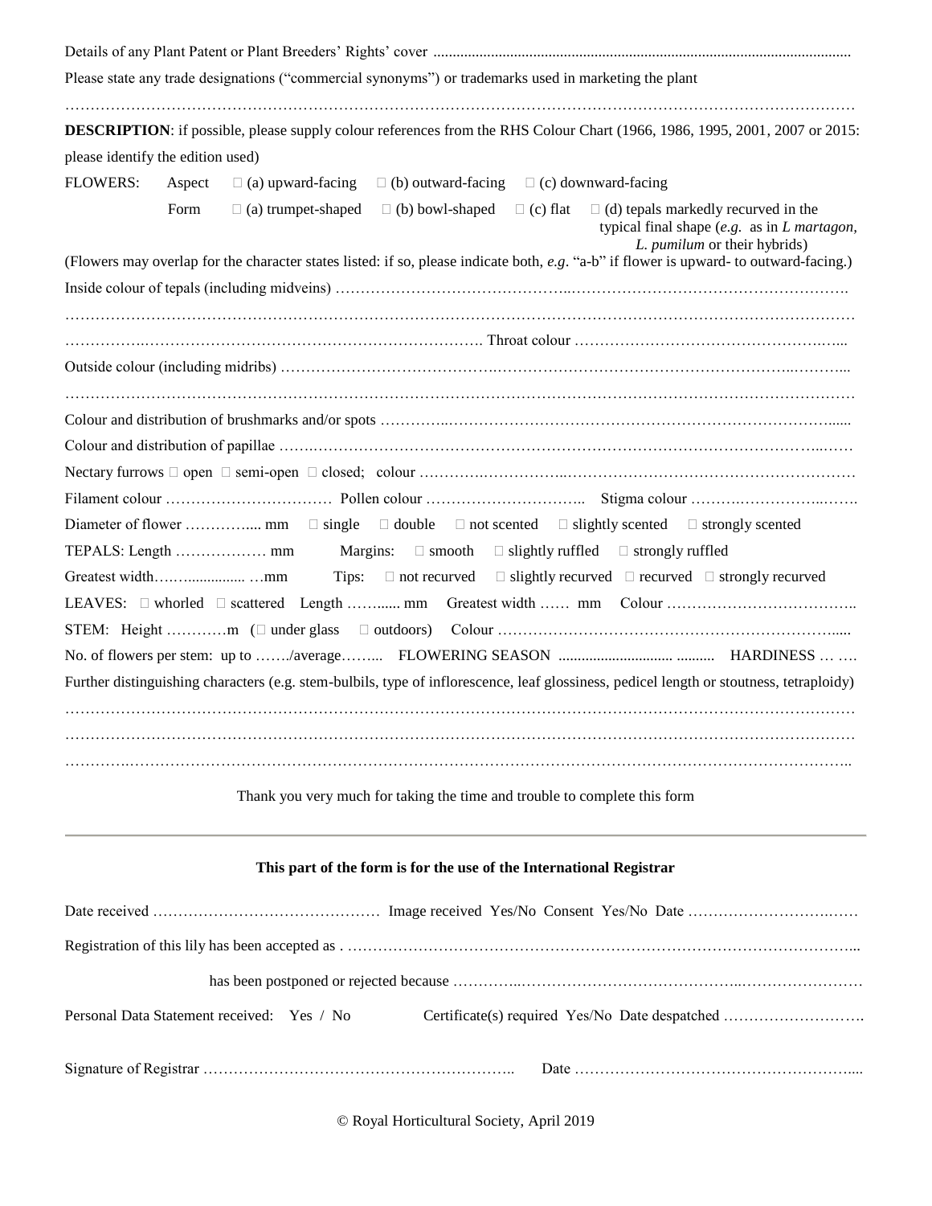Details of any Plant Patent or Plant Breeders' Rights' cover ...........................................................................................................

Please state any trade designations ("commercial synonyms") or trademarks used in marketing the plant

…………………………………………………………………………………………………………………………………………

**DESCRIPTION**: if possible, please supply colour references from the RHS Colour Chart (1966, 1986, 1995, 2001, 2007 or 2015: please identify the edition used)

FLOWERS: Aspect ☐ (a) upward-facing ☐ (b) outward-facing ☐ (c) downward-facing

Form ☐ (a) trumpet-shaped ☐ (b) bowl-shaped ☐ (c) flat ☐ (d) tepals markedly recurved in the typical final shape (*e.g.* as in *L martagon, L. pumilum* or their hybrids)

(Flowers may overlap for the character states listed: if so, please indicate both, *e.g*. "a-b" if flower is upward- to outward-facing.)

Inside colour of tepals (including midveins) ……………………………………………………………………………………………

…………………………………………………………………………………………………………………………………………

……………………………………………………………………………. Throat colour ………………………………………………...

Outside colour (including midribs) ……………………………………………………………………………………………………...

…………………………………………………………………………………………………………………………………………

Colour and distribution of brushmarks and/or spots ………………………………………………………………………………......

Colour and distribution of papillae ……………………………………………………………………………………………………

Nectary furrows ☐ open ☐ semi-open ☐ closed; colour ……………………………………………………………………………

Filament colour …………………………… Pollen colour ………………………….. Stigma colour ……………………………….

Diameter of flower …………..... mm ☐ single ☐ double ☐ not scented ☐ slightly scented ☐ strongly scented

TEPALS: Length ……………… mm Margins: ☐ smooth ☐ slightly ruffled ☐ strongly ruffled

Greatest width……............... …mm Tips: ☐ not recurved ☐ slightly recurved ☐ recurved ☐ strongly recurved

LEAVES: ☐ whorled ☐ scattered Length ……...... mm Greatest width …… mm Colour ………………………………..

STEM: Height …………m (☐ under glass ☐ outdoors) Colour ……………………………………………………………......

No. of flowers per stem: up to ……./average…….. FLOWERING SEASON ............................. .......... HARDINESS … ….

Further distinguishing characters (e.g. stem-bulbils, type of inflorescence, leaf glossiness, pedicel length or stoutness, tetraploidy)

…………………………………………………………………………………………………………………………………………

…………………………………………………………………………………………………………………………………………

…………………………………………………………………………………………………………………………………………..

Thank you very much for taking the time and trouble to complete this form

---

**This part of the form is for the use of the International Registrar**

Date received ……………………………………… Image received Yes/No Consent Yes/No Date ……………………………

Registration of this lily has been accepted as . ……………………………………………………………………………………...

has been postponed or rejected because ……………………………………………………………………………

Personal Data Statement received: Yes / No Certificate(s) required Yes/No Date despatched ……………………….

Signature of Registrar …………………………………………………….. Date ……………………………………………....

© Royal Horticultural Society, April 2019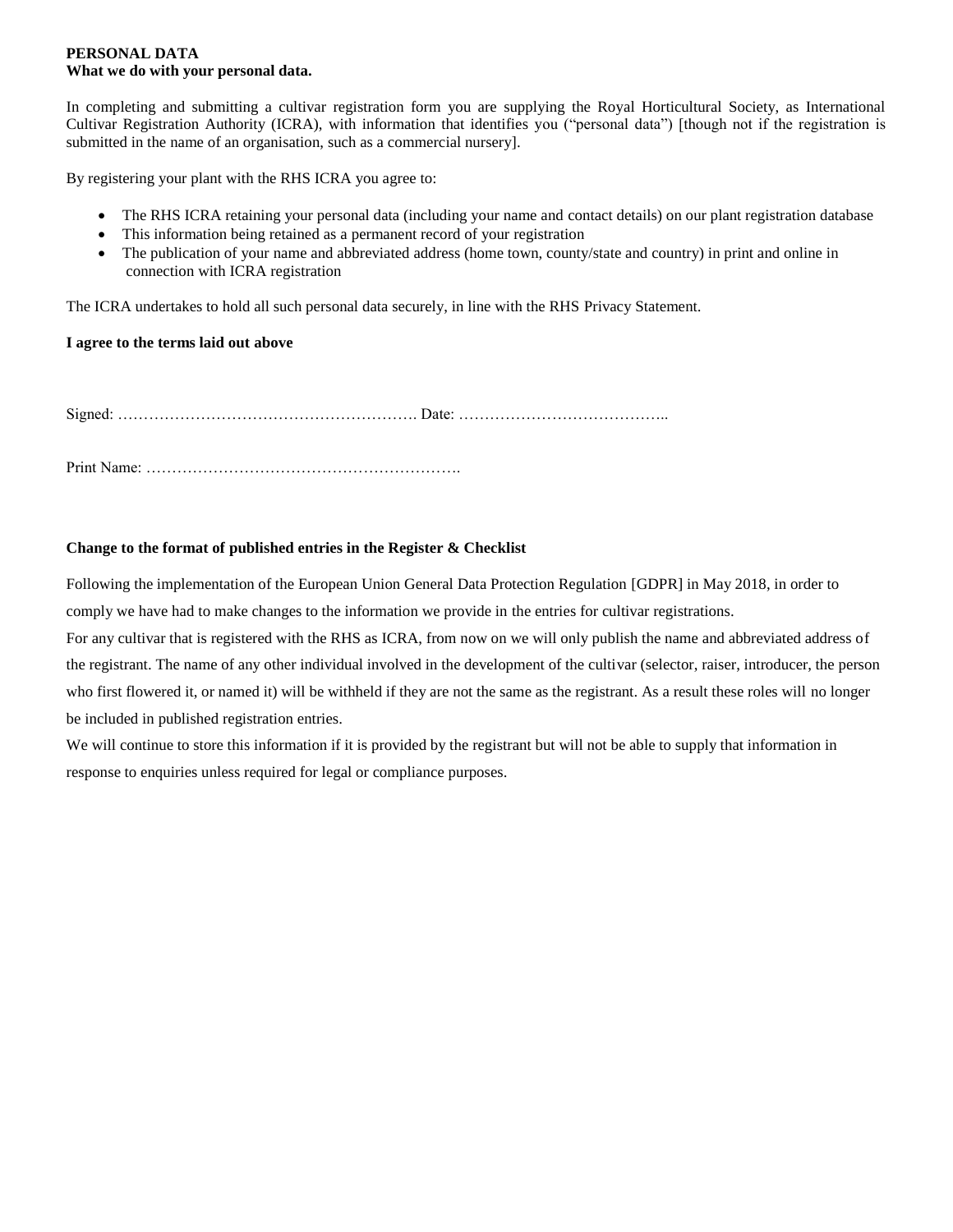**PERSONAL DATA**
**What we do with your personal data.**

In completing and submitting a cultivar registration form you are supplying the Royal Horticultural Society, as International Cultivar Registration Authority (ICRA), with information that identifies you ("personal data") [though not if the registration is submitted in the name of an organisation, such as a commercial nursery].

By registering your plant with the RHS ICRA you agree to:

- The RHS ICRA retaining your personal data (including your name and contact details) on our plant registration database
- This information being retained as a permanent record of your registration
- The publication of your name and abbreviated address (home town, county/state and country) in print and online in connection with ICRA registration

The ICRA undertakes to hold all such personal data securely, in line with the RHS Privacy Statement.

**I agree to the terms laid out above**

Signed: …………………………………………………. Date: …………………………………..

Print Name: …………………………………………………….

**Change to the format of published entries in the Register & Checklist**

Following the implementation of the European Union General Data Protection Regulation [GDPR] in May 2018, in order to comply we have had to make changes to the information we provide in the entries for cultivar registrations.

For any cultivar that is registered with the RHS as ICRA, from now on we will only publish the name and abbreviated address of the registrant. The name of any other individual involved in the development of the cultivar (selector, raiser, introducer, the person who first flowered it, or named it) will be withheld if they are not the same as the registrant. As a result these roles will no longer be included in published registration entries.

We will continue to store this information if it is provided by the registrant but will not be able to supply that information in response to enquiries unless required for legal or compliance purposes.